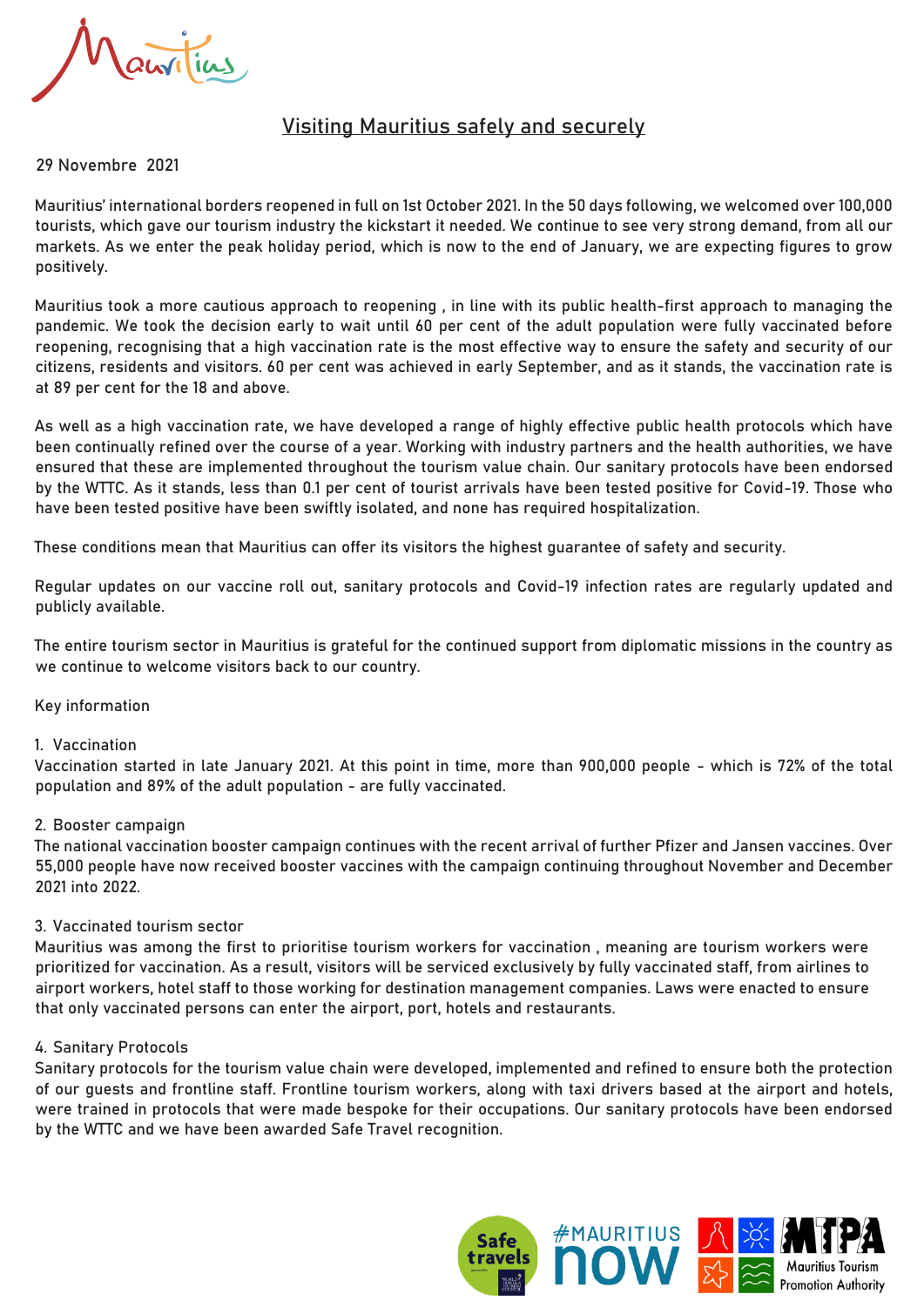# Visiting Mauritius safely and securely

29 Novembre 2021

Mauritius' international borders reopened in full on 1st October 2021. In the 50 days following, we welcomed over 100,000 tourists, which gave our tourism industry the kickstart it needed. We continue to see very strong demand, from all our markets. As we enter the peak holiday period, which is now to the end of January, we are expecting figures to grow positively.

Mauritius took a more cautious approach to reopening , in line with its public health-first approach to managing the pandemic. We took the decision early to wait until 60 per cent of the adult population were fully vaccinated before reopening, recognising that a high vaccination rate is the most effective way to ensure the safety and security of our citizens, residents and visitors. 60 per cent was achieved in early September, and as it stands, the vaccination rate is at 89 per cent for the 18 and above.

As well as a high vaccination rate, we have developed a range of highly effective public health protocols which have been continually refined over the course of a year. Working with industry partners and the health authorities, we have ensured that these are implemented throughout the tourism value chain. Our sanitary protocols have been endorsed by the WTTC. As it stands, less than 0.1 per cent of tourist arrivals have been tested positive for Covid-19. Those who have been tested positive have been swiftly isolated, and none has required hospitalization.

These conditions mean that Mauritius can offer its visitors the highest guarantee of safety and security.

Regular updates on our vaccine roll out, sanitary protocols and Covid-19 infection rates are regularly updated and publicly available.

The entire tourism sector in Mauritius is grateful for the continued support from diplomatic missions in the country as we continue to welcome visitors back to our country.

Key information

1. Vaccination

Vaccination started in late January 2021. At this point in time, more than 900,000 people - which is 72% of the total population and 89% of the adult population - are fully vaccinated.

2. Booster campaign

The national vaccination booster campaign continues with the recent arrival of further Pfizer and Jansen vaccines. Over 55,000 people have now received booster vaccines with the campaign continuing throughout November and December 2021 into 2022.

3. Vaccinated tourism sector

Mauritius was among the first to prioritise tourism workers for vaccination , meaning are tourism workers were prioritized for vaccination. As a result, visitors will be serviced exclusively by fully vaccinated staff, from airlines to airport workers, hotel staff to those working for destination management companies. Laws were enacted to ensure that only vaccinated persons can enter the airport, port, hotels and restaurants.

4. Sanitary Protocols

Sanitary protocols for the tourism value chain were developed, implemented and refined to ensure both the protection of our guests and frontline staff. Frontline tourism workers, along with taxi drivers based at the airport and hotels, were trained in protocols that were made bespoke for their occupations. Our sanitary protocols have been endorsed by the WTTC and we have been awarded Safe Travel recognition.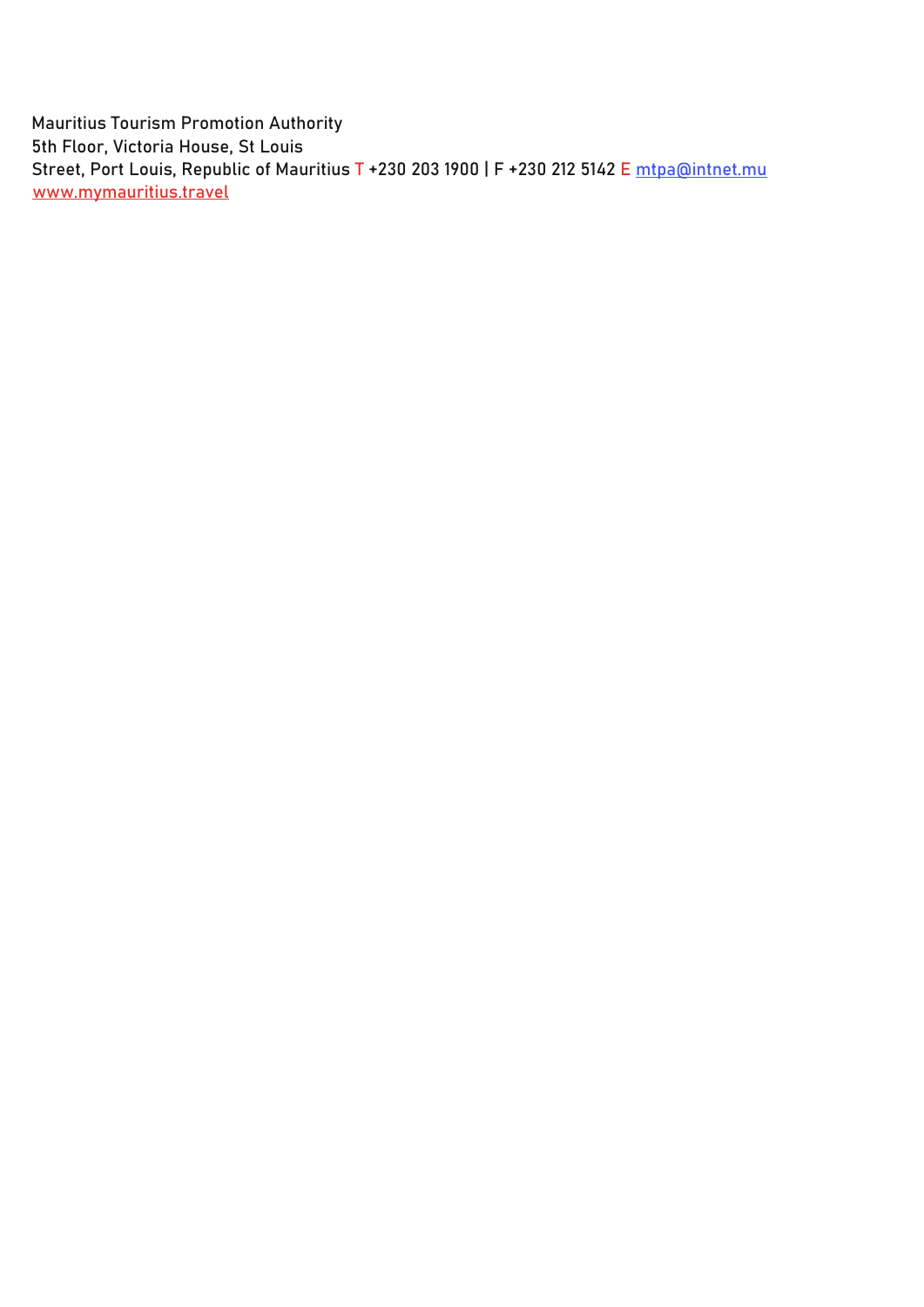Mauritius Tourism Promotion Authority
5th Floor, Victoria House, St Louis
Street, Port Louis, Republic of Mauritius T +230 203 1900 | F +230 212 5142 E mtpa@intnet.mu
www.mymauritius.travel